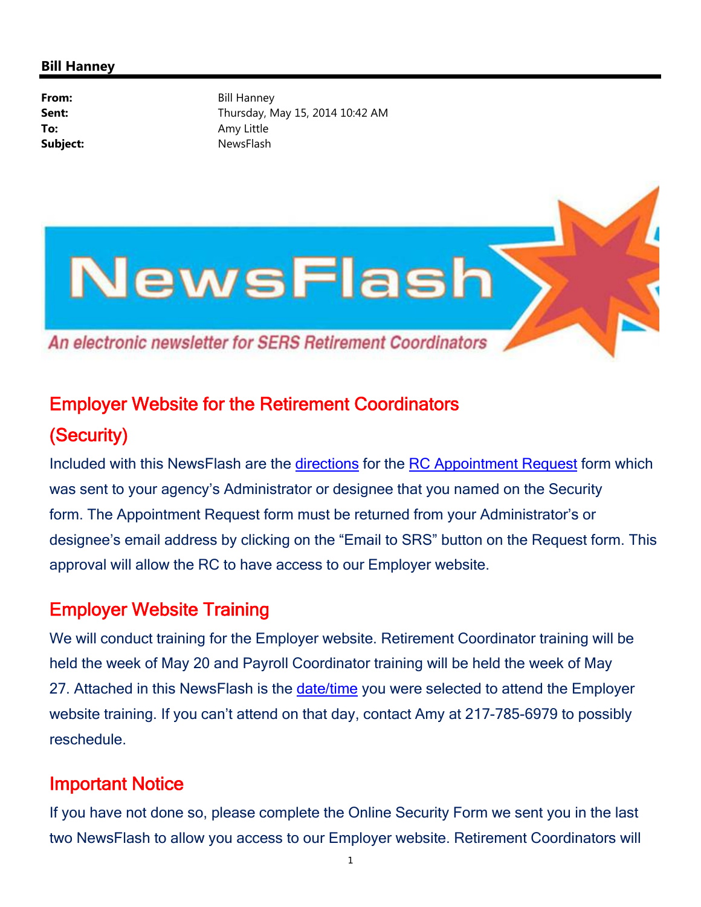**Bill Hanney**

**From:** Bill Hanney
**Sent:** Thursday, May 15, 2014 10:42 AM
**To:** Amy Little
**Subject:** NewsFlash

# NewsFlash

*An electronic newsletter for SERS Retirement Coordinators*

## Employer Website for the Retirement Coordinators (Security)

Included with this NewsFlash are the directions for the RC Appointment Request form which was sent to your agency's Administrator or designee that you named on the Security form. The Appointment Request form must be returned from your Administrator's or designee's email address by clicking on the "Email to SRS" button on the Request form. This approval will allow the RC to have access to our Employer website.

## Employer Website Training

We will conduct training for the Employer website. Retirement Coordinator training will be held the week of May 20 and Payroll Coordinator training will be held the week of May 27. Attached in this NewsFlash is the date/time you were selected to attend the Employer website training. If you can't attend on that day, contact Amy at 217-785-6979 to possibly reschedule.

## Important Notice

If you have not done so, please complete the Online Security Form we sent you in the last two NewsFlash to allow you access to our Employer website. Retirement Coordinators will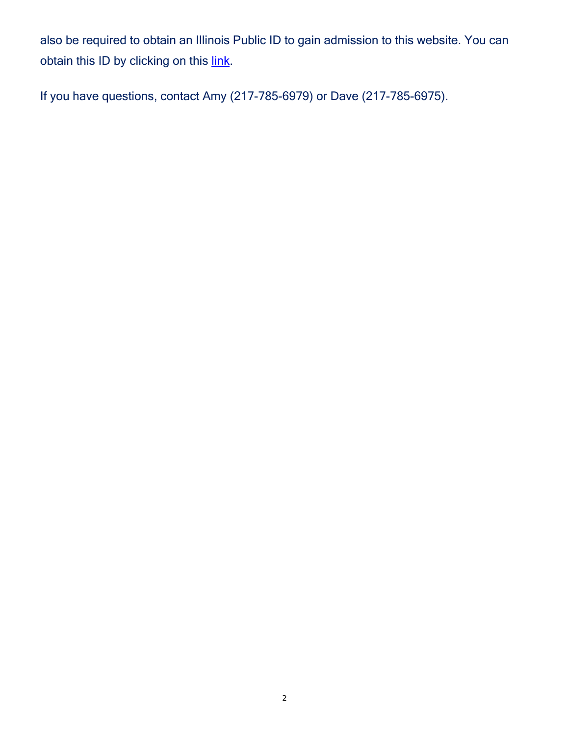also be required to obtain an Illinois Public ID to gain admission to this website. You can obtain this ID by clicking on this link.

If you have questions, contact Amy (217-785-6979) or Dave (217-785-6975).